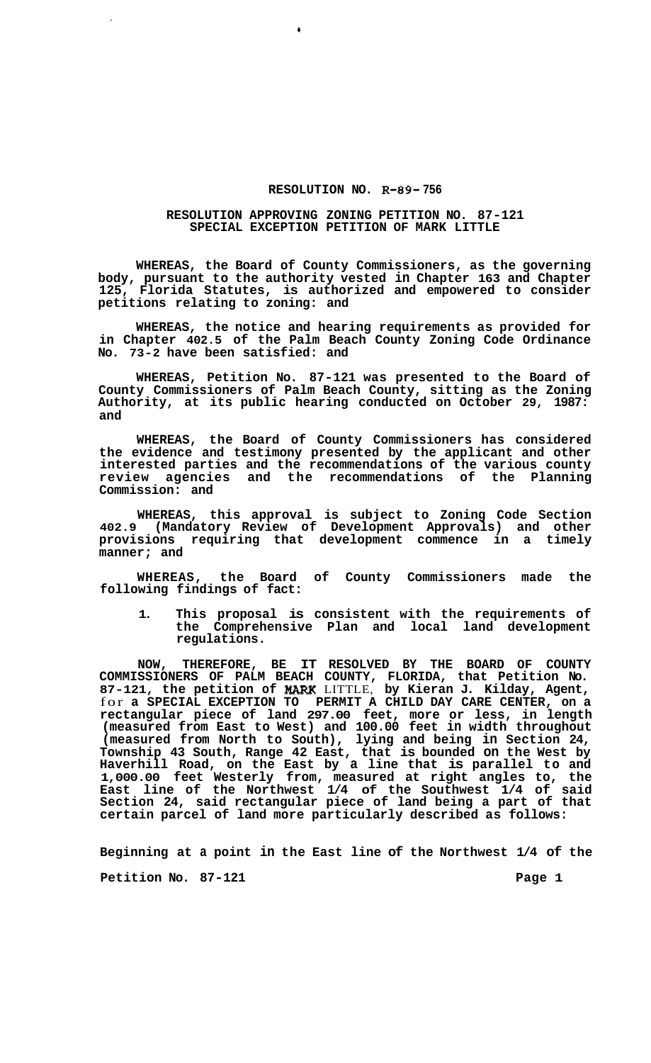**RESOLUTION NO. R-89-756**

**RESOLUTION APPROVING ZONING PETITION NO. 87-121**
**SPECIAL EXCEPTION PETITION OF MARK LITTLE**

**WHEREAS, the Board of County Commissioners, as the governing body, pursuant to the authority vested in Chapter 163 and Chapter 125, Florida Statutes, is authorized and empowered to consider petitions relating to zoning: and**

**WHEREAS, the notice and hearing requirements as provided for in Chapter 402.5 of the Palm Beach County Zoning Code Ordinance No. 73-2 have been satisfied: and**

**WHEREAS, Petition No. 87-121 was presented to the Board of County Commissioners of Palm Beach County, sitting as the Zoning Authority, at its public hearing conducted on October 29, 1987: and**

**WHEREAS, the Board of County Commissioners has considered the evidence and testimony presented by the applicant and other interested parties and the recommendations of the various county review agencies and the recommendations of the Planning Commission: and**

**WHEREAS, this approval is subject to Zoning Code Section 402.9 (Mandatory Review of Development Approvals) and other provisions requiring that development commence in a timely manner; and**

**WHEREAS, the Board of County Commissioners made the following findings of fact:**

1. **This proposal is consistent with the requirements of the Comprehensive Plan and local land development regulations.**

**NOW, THEREFORE, BE IT RESOLVED BY THE BOARD OF COUNTY COMMISSIONERS OF PALM BEACH COUNTY, FLORIDA, that Petition No. 87-121, the petition of MARK** LITTLE, **by Kieran J. Kilday, Agent,** for **a SPECIAL EXCEPTION TO PERMIT A CHILD DAY CARE CENTER, on a rectangular piece of land 297.00 feet, more or less, in length (measured from East to West) and 100.00 feet in width throughout (measured from North to South), lying and being in Section 24, Township 43 South, Range 42 East, that is bounded on the West by Haverhill Road, on the East by a line that is parallel to and 1,000.00 feet Westerly from, measured at right angles to, the East line of the Northwest 1/4 of the Southwest 1/4 of said Section 24, said rectangular piece of land being a part of that certain parcel of land more particularly described as follows:**

**Beginning at a point in the East line of the Northwest 1/4 of the**

**Petition No. 87-121**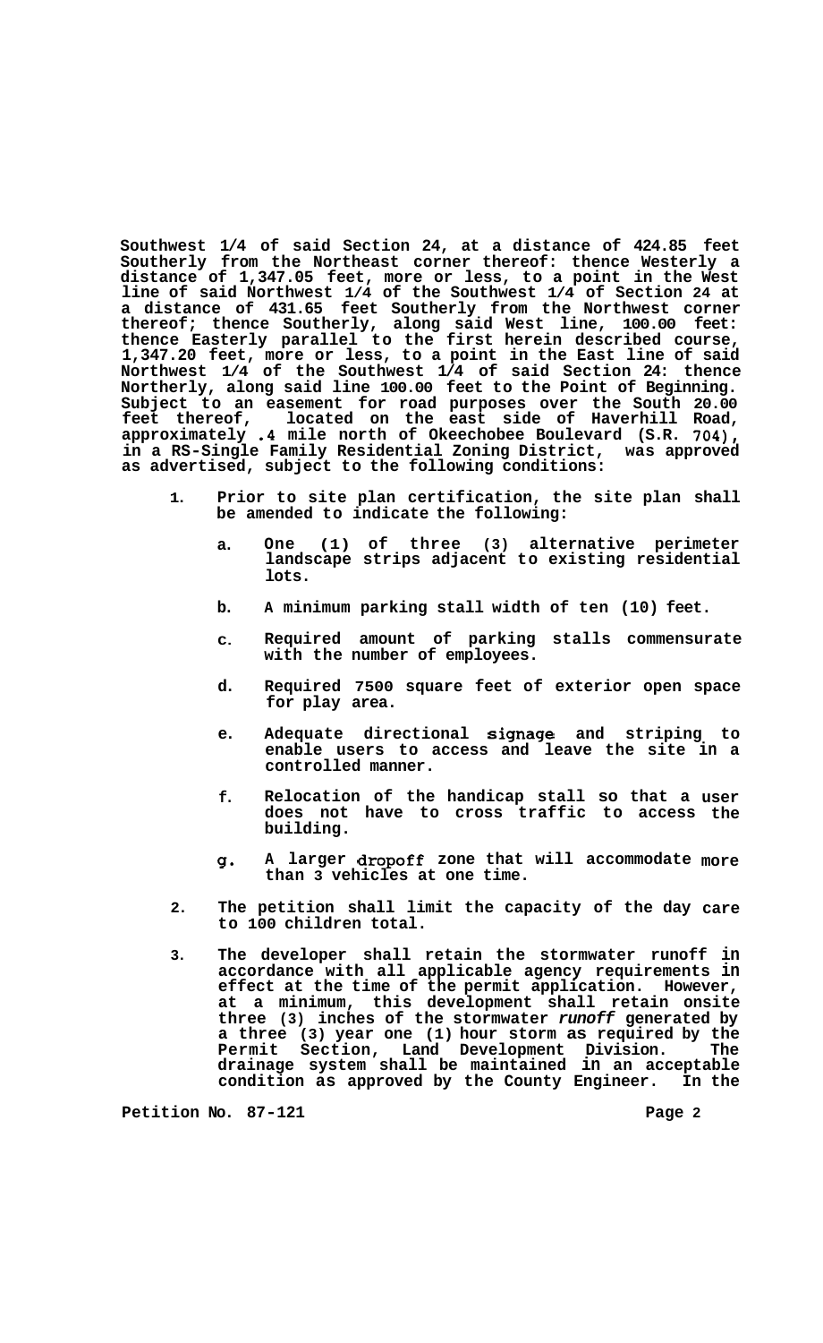Southwest 1/4 of said Section 24, at a distance of 424.85 feet Southerly from the Northeast corner thereof: thence Westerly a distance of 1,347.05 feet, more or less, to a point in the West line of said Northwest 1/4 of the Southwest 1/4 of Section 24 at a distance of 431.65 feet Southerly from the Northwest corner thereof; thence Southerly, along said West line, 100.00 feet: thence Easterly parallel to the first herein described course, 1,347.20 feet, more or less, to a point in the East line of said Northwest 1/4 of the Southwest 1/4 of said Section 24: thence Northerly, along said line 100.00 feet to the Point of Beginning. Subject to an easement for road purposes over the South 20.00 feet thereof, located on the east side of Haverhill Road, approximately .4 mile north of Okeechobee Boulevard (S.R. 704), in a RS-Single Family Residential Zoning District, was approved as advertised, subject to the following conditions:

1. Prior to site plan certification, the site plan shall be amended to indicate the following:

   a. One (1) of three (3) alternative perimeter landscape strips adjacent to existing residential lots.

   b. A minimum parking stall width of ten (10) feet.

   c. Required amount of parking stalls commensurate with the number of employees.

   d. Required 7500 square feet of exterior open space for play area.

   e. Adequate directional signage and striping to enable users to access and leave the site in a controlled manner.

   f. Relocation of the handicap stall so that a user does not have to cross traffic to access the building.

   g. A larger dropoff zone that will accommodate more than 3 vehicles at one time.

2. The petition shall limit the capacity of the day care to 100 children total.

3. The developer shall retain the stormwater runoff in accordance with all applicable agency requirements in effect at the time of the permit application. However, at a minimum, this development shall retain onsite three (3) inches of the stormwater *runoff* generated by a three (3) year one (1) hour storm as required by the Permit Section, Land Development Division. The drainage system shall be maintained in an acceptable condition as approved by the County Engineer. In the

Petition No. 87-121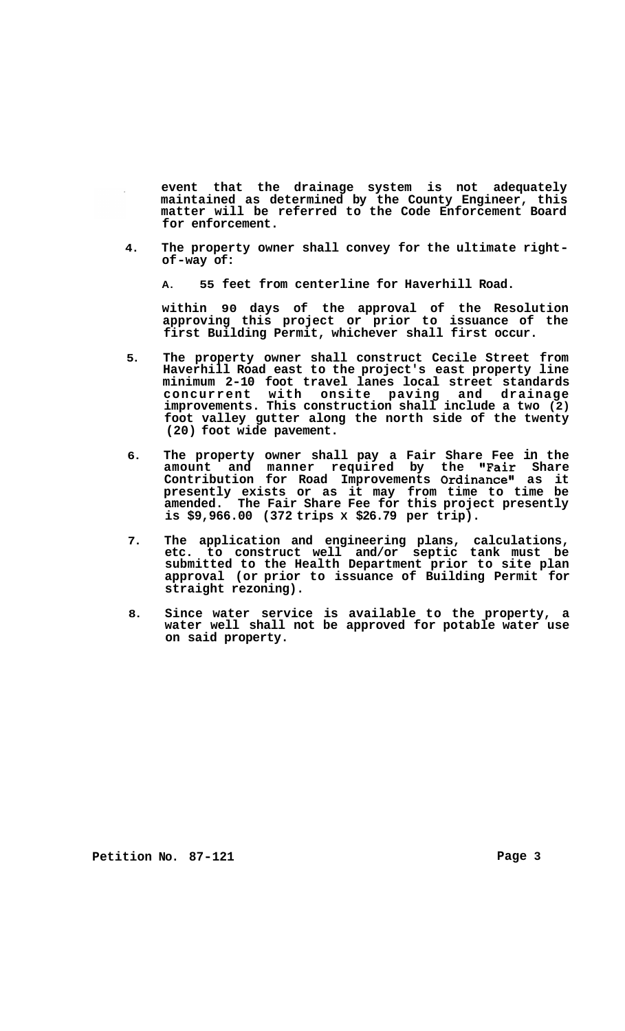event that the drainage system is not adequately maintained as determined by the County Engineer, this matter will be referred to the Code Enforcement Board for enforcement.

4. The property owner shall convey for the ultimate right-of-way of:

   A. 55 feet from centerline for Haverhill Road.

   within 90 days of the approval of the Resolution approving this project or prior to issuance of the first Building Permit, whichever shall first occur.

5. The property owner shall construct Cecile Street from Haverhill Road east to the project's east property line minimum 2-10 foot travel lanes local street standards concurrent with onsite paving and drainage improvements. This construction shall include a two (2) foot valley gutter along the north side of the twenty (20) foot wide pavement.

6. The property owner shall pay a Fair Share Fee in the amount and manner required by the "Fair Share Contribution for Road Improvements Ordinance" as it presently exists or as it may from time to time be amended. The Fair Share Fee for this project presently is $9,966.00 (372 trips X $26.79 per trip).

7. The application and engineering plans, calculations, etc. to construct well and/or septic tank must be submitted to the Health Department prior to site plan approval (or prior to issuance of Building Permit for straight rezoning).

8. Since water service is available to the property, a water well shall not be approved for potable water use on said property.

Petition No. 87-121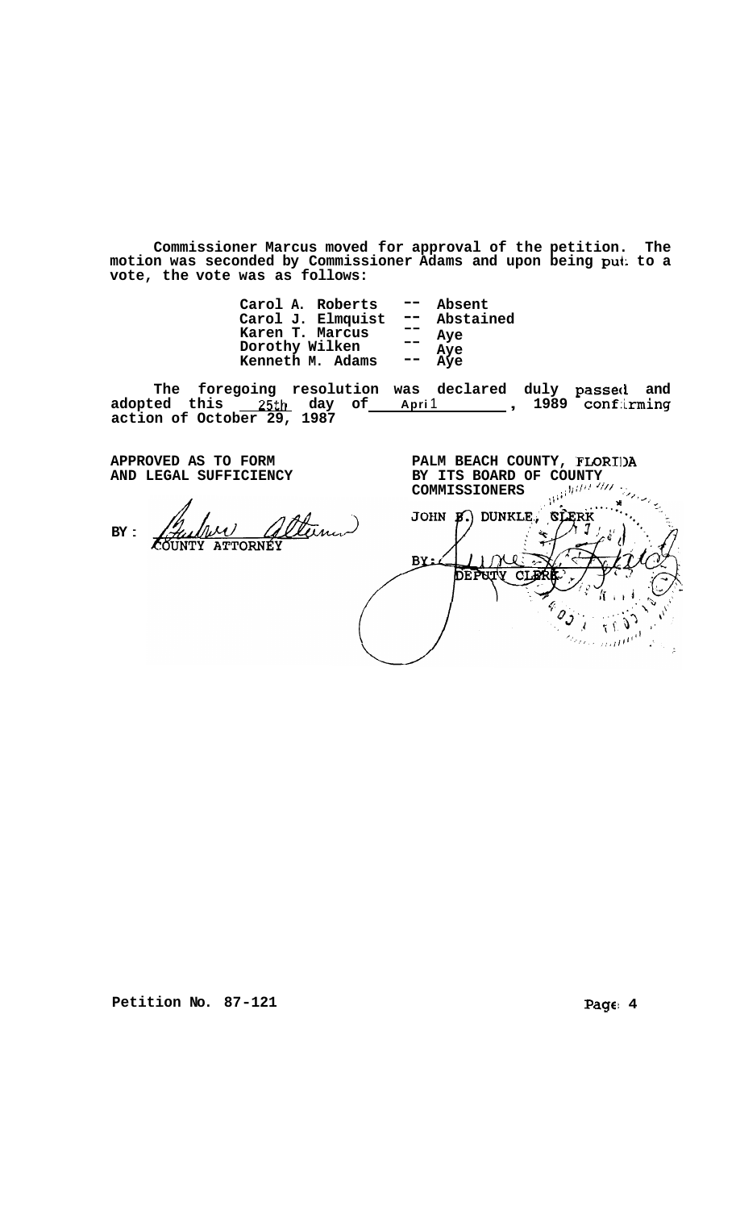Commissioner Marcus moved for approval of the petition. The motion was seconded by Commissioner Adams and upon being put to a vote, the vote was as follows:

| | | |
|---|---|---|
| Carol A. Roberts | -- | Absent |
| Carol J. Elmquist | -- | Abstained |
| Karen T. Marcus | -- | Aye |
| Dorothy Wilken | -- | Aye |
| Kenneth M. Adams | -- | Aye |

The foregoing resolution was declared duly passed and adopted this 25th day of April, 1989 confirming action of October 29, 1987

APPROVED AS TO FORM
AND LEGAL SUFFICIENCY

BY: COUNTY ATTORNEY

PALM BEACH COUNTY, FLORIDA
BY ITS BOARD OF COUNTY
COMMISSIONERS

JOHN B. DUNKLE, CLERK

BY: DEPUTY CLERK

Petition No. 87-121